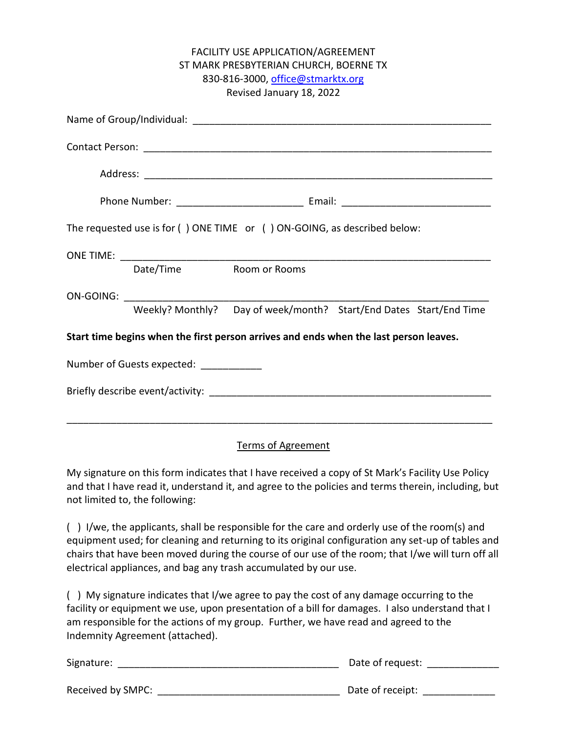# FACILITY USE APPLICATION/AGREEMENT

ST MARK PRESBYTERIAN CHURCH, BOERNE TX

830-816-3000, office@stmarktx.org

Revised January 18, 2022

Name of Group/Individual: ______________________________________________________

Contact Person: ______________________________________________________________

Address: ____________________________________________________________

Phone Number: _______________________ Email: ___________________________

The requested use is for ( ) ONE TIME or ( ) ON-GOING, as described below:

ONE TIME: ___________________________________________________________________

Date/Time Room or Rooms

ON-GOING: __________________________________________________________________

Weekly? Monthly? Day of week/month? Start/End Dates Start/End Time

**Start time begins when the first person arrives and ends when the last person leaves.**

Number of Guests expected: ___________

Briefly describe event/activity: ____________________________________________________

_____________________________________________________________________________

## Terms of Agreement

My signature on this form indicates that I have received a copy of St Mark's Facility Use Policy and that I have read it, understand it, and agree to the policies and terms therein, including, but not limited to, the following:

( ) I/we, the applicants, shall be responsible for the care and orderly use of the room(s) and equipment used; for cleaning and returning to its original configuration any set-up of tables and chairs that have been moved during the course of our use of the room; that I/we will turn off all electrical appliances, and bag any trash accumulated by our use.

( ) My signature indicates that I/we agree to pay the cost of any damage occurring to the facility or equipment we use, upon presentation of a bill for damages. I also understand that I am responsible for the actions of my group. Further, we have read and agreed to the Indemnity Agreement (attached).

Signature: ________________________________________ Date of request: _____________

Received by SMPC: _________________________________ Date of receipt: _____________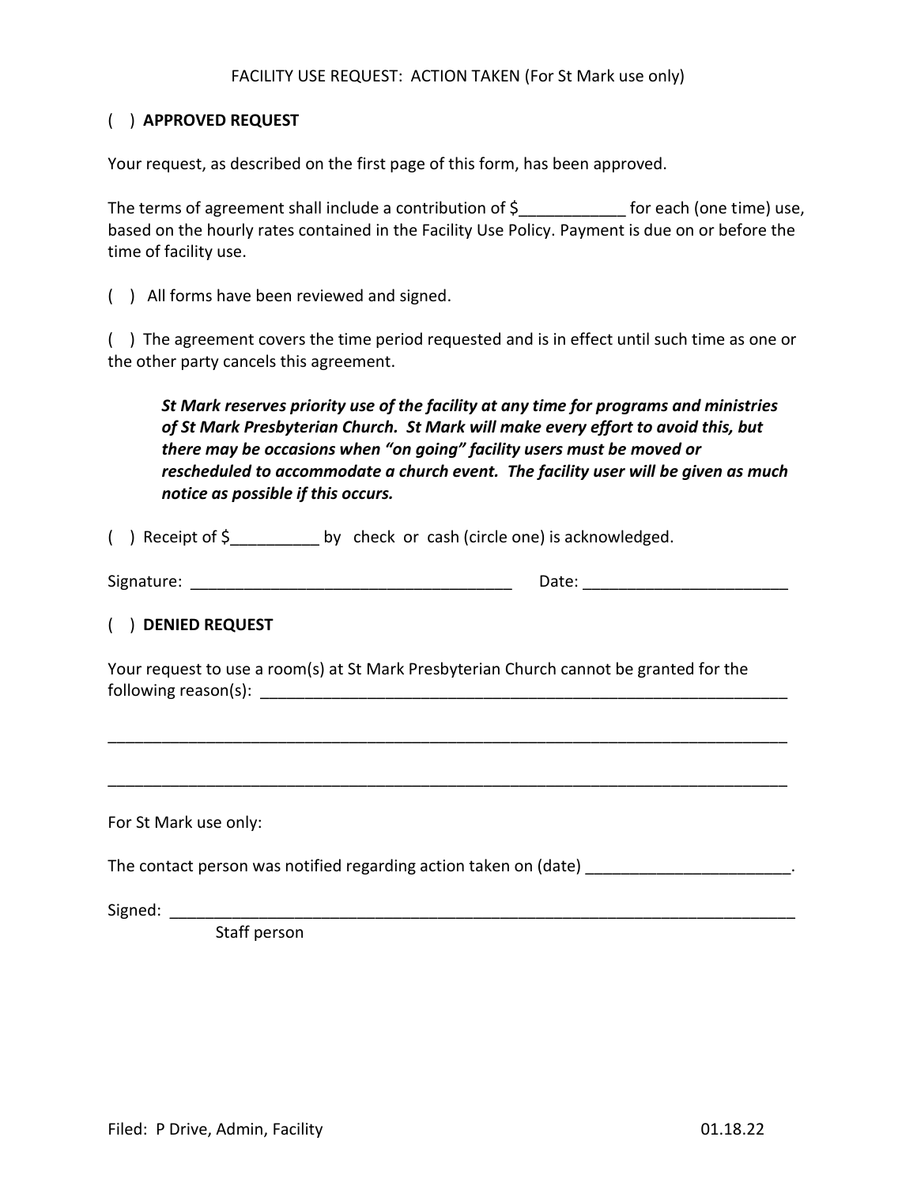FACILITY USE REQUEST: ACTION TAKEN (For St Mark use only)

( ) **APPROVED REQUEST**

Your request, as described on the first page of this form, has been approved.

The terms of agreement shall include a contribution of $____________ for each (one time) use, based on the hourly rates contained in the Facility Use Policy. Payment is due on or before the time of facility use.

( ) All forms have been reviewed and signed.

( ) The agreement covers the time period requested and is in effect until such time as one or the other party cancels this agreement.

> ***St Mark reserves priority use of the facility at any time for programs and ministries of St Mark Presbyterian Church. St Mark will make every effort to avoid this, but there may be occasions when "on going" facility users must be moved or rescheduled to accommodate a church event. The facility user will be given as much notice as possible if this occurs.***

( ) Receipt of $__________ by check or cash (circle one) is acknowledged.

Signature: ____________________________________ Date: ______________________

( ) **DENIED REQUEST**

Your request to use a room(s) at St Mark Presbyterian Church cannot be granted for the following reason(s): ____________________________________________________________

______________________________________________________________________________

______________________________________________________________________________

For St Mark use only:

The contact person was notified regarding action taken on (date) ______________________.

Signed: ______________________________________________________________________
Staff person

Filed: P Drive, Admin, Facility 01.18.22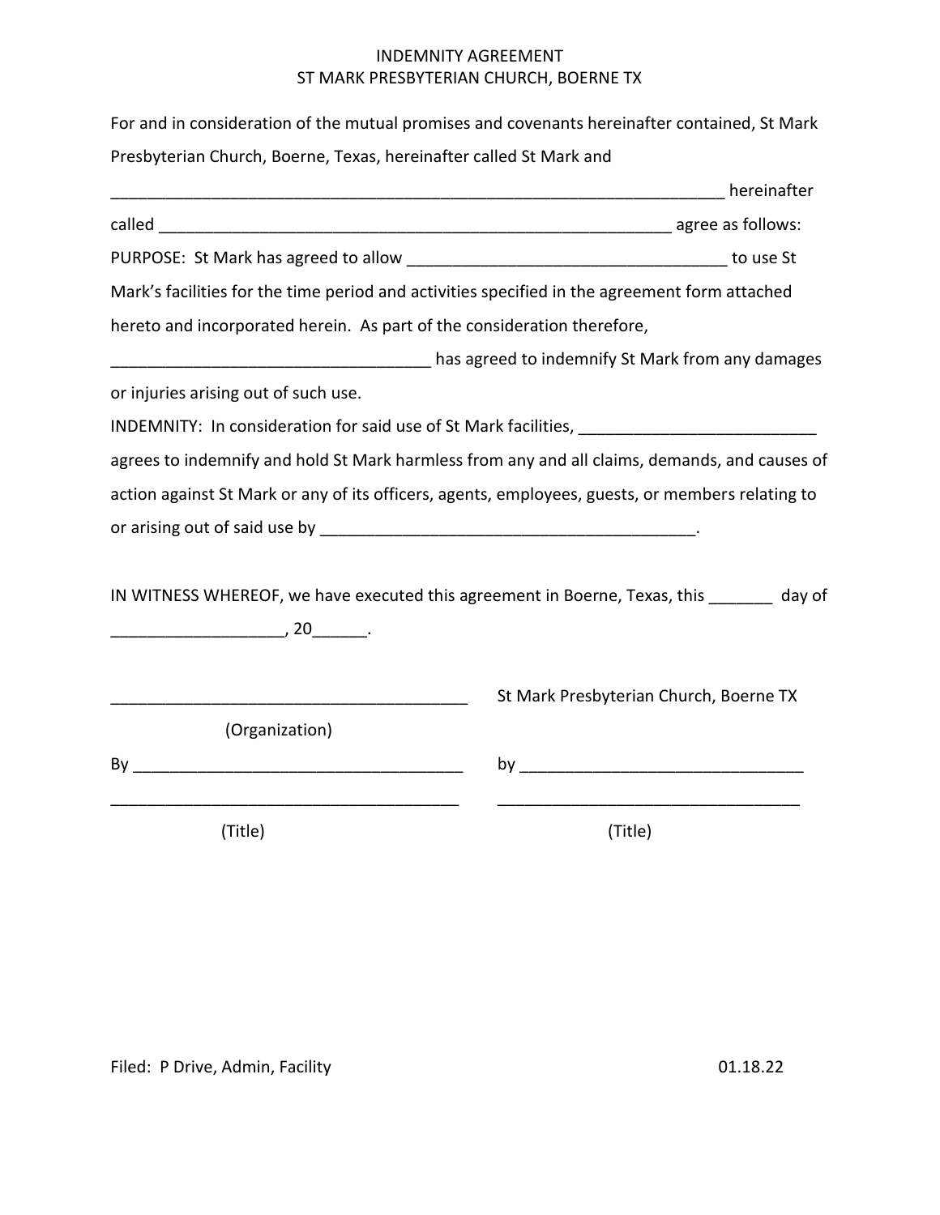# INDEMNITY AGREEMENT
## ST MARK PRESBYTERIAN CHURCH, BOERNE TX

For and in consideration of the mutual promises and covenants hereinafter contained, St Mark Presbyterian Church, Boerne, Texas, hereinafter called St Mark and _____________________________________________________________________ hereinafter called ________________________________________________________ agree as follows:

PURPOSE: St Mark has agreed to allow ___________________________________ to use St Mark's facilities for the time period and activities specified in the agreement form attached hereto and incorporated herein. As part of the consideration therefore, ___________________________________ has agreed to indemnify St Mark from any damages or injuries arising out of such use.

INDEMNITY: In consideration for said use of St Mark facilities, __________________________ agrees to indemnify and hold St Mark harmless from any and all claims, demands, and causes of action against St Mark or any of its officers, agents, employees, guests, or members relating to or arising out of said use by __________________________________________.

IN WITNESS WHEREOF, we have executed this agreement in Boerne, Texas, this _______ day of __________________, 20______.

________________________________________ St Mark Presbyterian Church, Boerne TX

(Organization)

By ____________________________________ by _______________________________

______________________________________ _________________________________

(Title) (Title)

Filed: P Drive, Admin, Facility 01.18.22